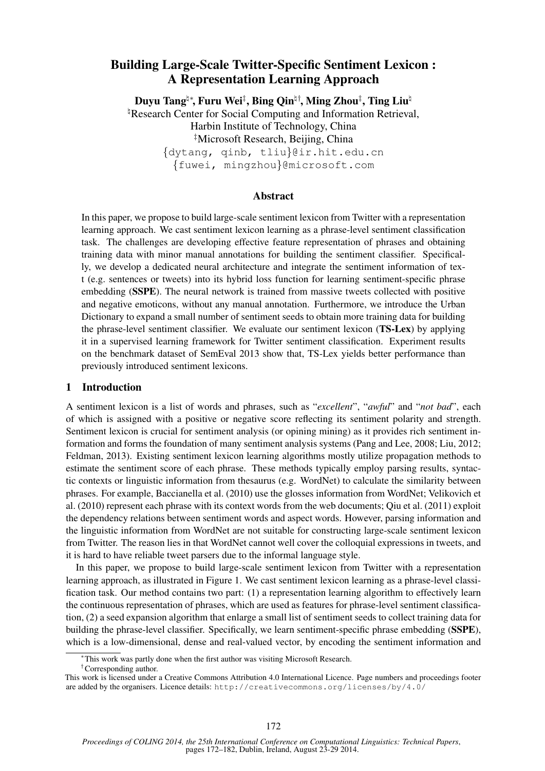# Building Large-Scale Twitter-Specific Sentiment Lexicon : A Representation Learning Approach

**Duyu Tang[♮*], Furu Wei[‡], Bing Qin[♮†], Ming Zhou[‡], Ting Liu[♮]**

[♮]Research Center for Social Computing and Information Retrieval,
Harbin Institute of Technology, China

[‡]Microsoft Research, Beijing, China

{dytang, qinb, tliu}@ir.hit.edu.cn

{fuwei, mingzhou}@microsoft.com

## Abstract

In this paper, we propose to build large-scale sentiment lexicon from Twitter with a representation learning approach. We cast sentiment lexicon learning as a phrase-level sentiment classification task. The challenges are developing effective feature representation of phrases and obtaining training data with minor manual annotations for building the sentiment classifier. Specifically, we develop a dedicated neural architecture and integrate the sentiment information of text (e.g. sentences or tweets) into its hybrid loss function for learning sentiment-specific phrase embedding (**SSPE**). The neural network is trained from massive tweets collected with positive and negative emoticons, without any manual annotation. Furthermore, we introduce the Urban Dictionary to expand a small number of sentiment seeds to obtain more training data for building the phrase-level sentiment classifier. We evaluate our sentiment lexicon (**TS-Lex**) by applying it in a supervised learning framework for Twitter sentiment classification. Experiment results on the benchmark dataset of SemEval 2013 show that, TS-Lex yields better performance than previously introduced sentiment lexicons.

## 1 Introduction

A sentiment lexicon is a list of words and phrases, such as "*excellent*", "*awful*" and "*not bad*", each of which is assigned with a positive or negative score reflecting its sentiment polarity and strength. Sentiment lexicon is crucial for sentiment analysis (or opining mining) as it provides rich sentiment information and forms the foundation of many sentiment analysis systems (Pang and Lee, 2008; Liu, 2012; Feldman, 2013). Existing sentiment lexicon learning algorithms mostly utilize propagation methods to estimate the sentiment score of each phrase. These methods typically employ parsing results, syntactic contexts or linguistic information from thesaurus (e.g. WordNet) to calculate the similarity between phrases. For example, Baccianella et al. (2010) use the glosses information from WordNet; Velikovich et al. (2010) represent each phrase with its context words from the web documents; Qiu et al. (2011) exploit the dependency relations between sentiment words and aspect words. However, parsing information and the linguistic information from WordNet are not suitable for constructing large-scale sentiment lexicon from Twitter. The reason lies in that WordNet cannot well cover the colloquial expressions in tweets, and it is hard to have reliable tweet parsers due to the informal language style.

In this paper, we propose to build large-scale sentiment lexicon from Twitter with a representation learning approach, as illustrated in Figure 1. We cast sentiment lexicon learning as a phrase-level classification task. Our method contains two part: (1) a representation learning algorithm to effectively learn the continuous representation of phrases, which are used as features for phrase-level sentiment classification, (2) a seed expansion algorithm that enlarge a small list of sentiment seeds to collect training data for building the phrase-level classifier. Specifically, we learn sentiment-specific phrase embedding (**SSPE**), which is a low-dimensional, dense and real-valued vector, by encoding the sentiment information and

---

*This work was partly done when the first author was visiting Microsoft Research.

†Corresponding author.

This work is licensed under a Creative Commons Attribution 4.0 International Licence. Page numbers and proceedings footer are added by the organisers. Licence details: http://creativecommons.org/licenses/by/4.0/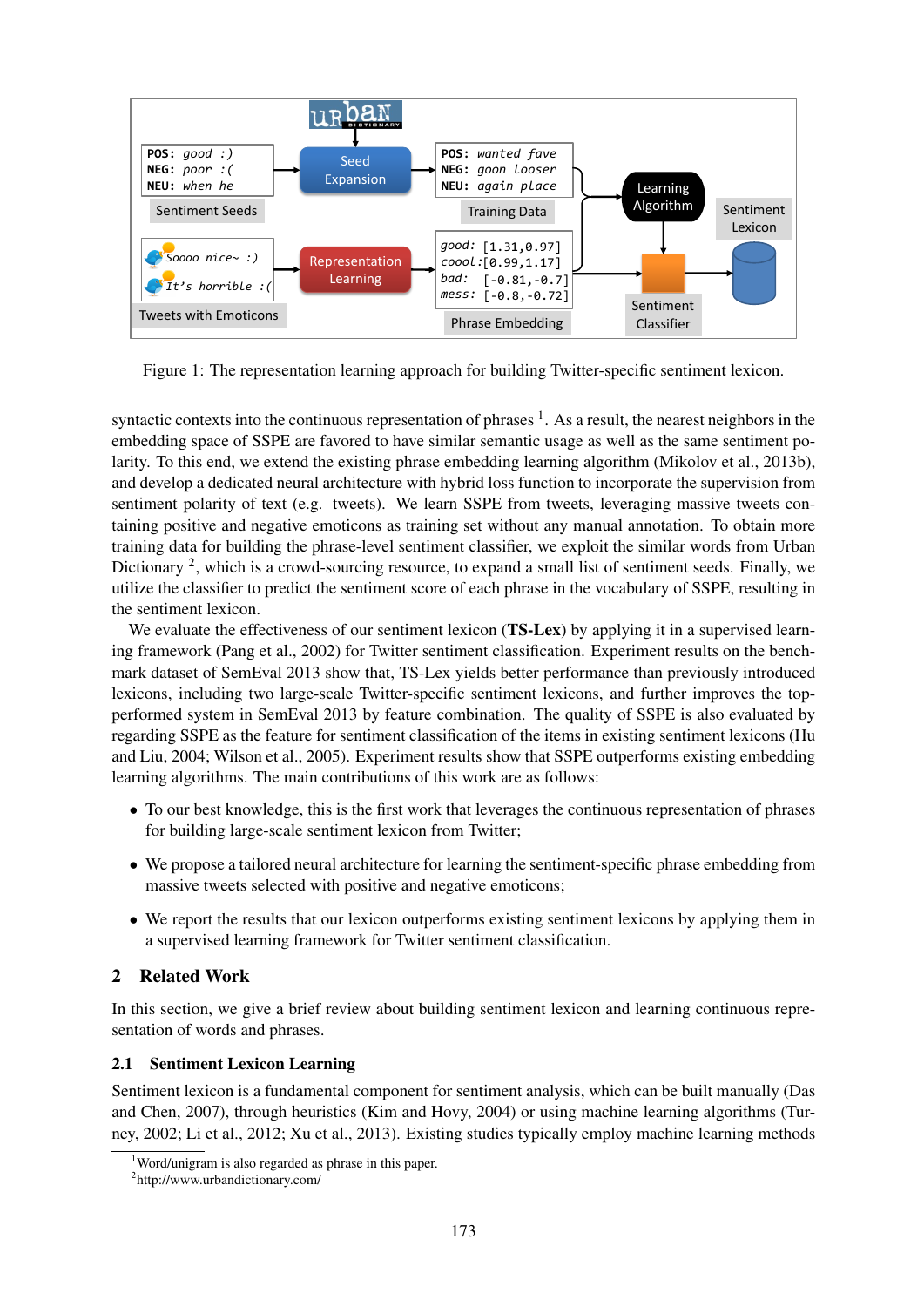Figure 1: The representation learning approach for building Twitter-specific sentiment lexicon.

syntactic contexts into the continuous representation of phrases [1]. As a result, the nearest neighbors in the embedding space of SSPE are favored to have similar semantic usage as well as the same sentiment polarity. To this end, we extend the existing phrase embedding learning algorithm (Mikolov et al., 2013b), and develop a dedicated neural architecture with hybrid loss function to incorporate the supervision from sentiment polarity of text (e.g. tweets). We learn SSPE from tweets, leveraging massive tweets containing positive and negative emoticons as training set without any manual annotation. To obtain more training data for building the phrase-level sentiment classifier, we exploit the similar words from Urban Dictionary [2], which is a crowd-sourcing resource, to expand a small list of sentiment seeds. Finally, we utilize the classifier to predict the sentiment score of each phrase in the vocabulary of SSPE, resulting in the sentiment lexicon.

We evaluate the effectiveness of our sentiment lexicon (**TS-Lex**) by applying it in a supervised learning framework (Pang et al., 2002) for Twitter sentiment classification. Experiment results on the benchmark dataset of SemEval 2013 show that, TS-Lex yields better performance than previously introduced lexicons, including two large-scale Twitter-specific sentiment lexicons, and further improves the top-performed system in SemEval 2013 by feature combination. The quality of SSPE is also evaluated by regarding SSPE as the feature for sentiment classification of the items in existing sentiment lexicons (Hu and Liu, 2004; Wilson et al., 2005). Experiment results show that SSPE outperforms existing embedding learning algorithms. The main contributions of this work are as follows:

- To our best knowledge, this is the first work that leverages the continuous representation of phrases for building large-scale sentiment lexicon from Twitter;
- We propose a tailored neural architecture for learning the sentiment-specific phrase embedding from massive tweets selected with positive and negative emoticons;
- We report the results that our lexicon outperforms existing sentiment lexicons by applying them in a supervised learning framework for Twitter sentiment classification.

## 2 Related Work

In this section, we give a brief review about building sentiment lexicon and learning continuous representation of words and phrases.

### 2.1 Sentiment Lexicon Learning

Sentiment lexicon is a fundamental component for sentiment analysis, which can be built manually (Das and Chen, 2007), through heuristics (Kim and Hovy, 2004) or using machine learning algorithms (Turney, 2002; Li et al., 2012; Xu et al., 2013). Existing studies typically employ machine learning methods

[1] Word/unigram is also regarded as phrase in this paper.

[2] http://www.urbandictionary.com/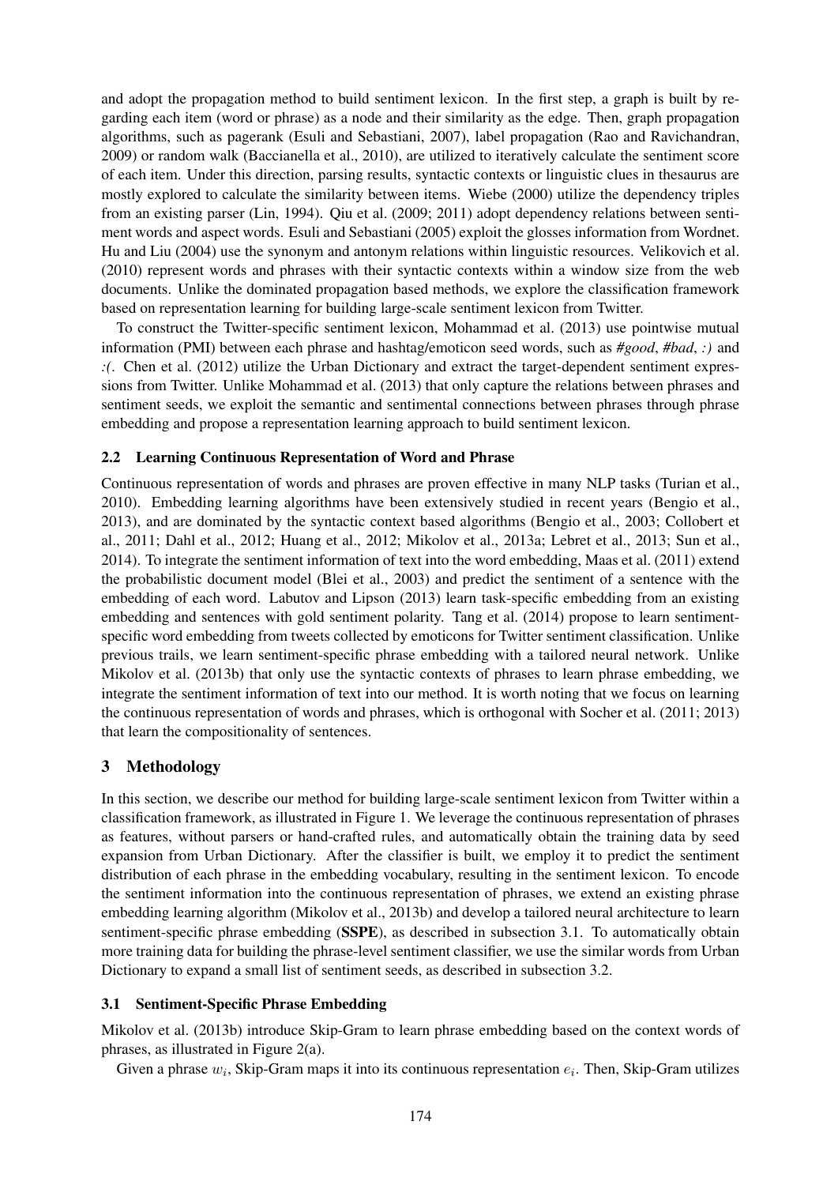and adopt the propagation method to build sentiment lexicon. In the first step, a graph is built by regarding each item (word or phrase) as a node and their similarity as the edge. Then, graph propagation algorithms, such as pagerank (Esuli and Sebastiani, 2007), label propagation (Rao and Ravichandran, 2009) or random walk (Baccianella et al., 2010), are utilized to iteratively calculate the sentiment score of each item. Under this direction, parsing results, syntactic contexts or linguistic clues in thesaurus are mostly explored to calculate the similarity between items. Wiebe (2000) utilize the dependency triples from an existing parser (Lin, 1994). Qiu et al. (2009; 2011) adopt dependency relations between sentiment words and aspect words. Esuli and Sebastiani (2005) exploit the glosses information from Wordnet. Hu and Liu (2004) use the synonym and antonym relations within linguistic resources. Velikovich et al. (2010) represent words and phrases with their syntactic contexts within a window size from the web documents. Unlike the dominated propagation based methods, we explore the classification framework based on representation learning for building large-scale sentiment lexicon from Twitter.

To construct the Twitter-specific sentiment lexicon, Mohammad et al. (2013) use pointwise mutual information (PMI) between each phrase and hashtag/emoticon seed words, such as *#good*, *#bad*, *:)* and *:(*. Chen et al. (2012) utilize the Urban Dictionary and extract the target-dependent sentiment expressions from Twitter. Unlike Mohammad et al. (2013) that only capture the relations between phrases and sentiment seeds, we exploit the semantic and sentimental connections between phrases through phrase embedding and propose a representation learning approach to build sentiment lexicon.

### 2.2 Learning Continuous Representation of Word and Phrase

Continuous representation of words and phrases are proven effective in many NLP tasks (Turian et al., 2010). Embedding learning algorithms have been extensively studied in recent years (Bengio et al., 2013), and are dominated by the syntactic context based algorithms (Bengio et al., 2003; Collobert et al., 2011; Dahl et al., 2012; Huang et al., 2012; Mikolov et al., 2013a; Lebret et al., 2013; Sun et al., 2014). To integrate the sentiment information of text into the word embedding, Maas et al. (2011) extend the probabilistic document model (Blei et al., 2003) and predict the sentiment of a sentence with the embedding of each word. Labutov and Lipson (2013) learn task-specific embedding from an existing embedding and sentences with gold sentiment polarity. Tang et al. (2014) propose to learn sentiment-specific word embedding from tweets collected by emoticons for Twitter sentiment classification. Unlike previous trails, we learn sentiment-specific phrase embedding with a tailored neural network. Unlike Mikolov et al. (2013b) that only use the syntactic contexts of phrases to learn phrase embedding, we integrate the sentiment information of text into our method. It is worth noting that we focus on learning the continuous representation of words and phrases, which is orthogonal with Socher et al. (2011; 2013) that learn the compositionality of sentences.

## 3 Methodology

In this section, we describe our method for building large-scale sentiment lexicon from Twitter within a classification framework, as illustrated in Figure 1. We leverage the continuous representation of phrases as features, without parsers or hand-crafted rules, and automatically obtain the training data by seed expansion from Urban Dictionary. After the classifier is built, we employ it to predict the sentiment distribution of each phrase in the embedding vocabulary, resulting in the sentiment lexicon. To encode the sentiment information into the continuous representation of phrases, we extend an existing phrase embedding learning algorithm (Mikolov et al., 2013b) and develop a tailored neural architecture to learn sentiment-specific phrase embedding (**SSPE**), as described in subsection 3.1. To automatically obtain more training data for building the phrase-level sentiment classifier, we use the similar words from Urban Dictionary to expand a small list of sentiment seeds, as described in subsection 3.2.

### 3.1 Sentiment-Specific Phrase Embedding

Mikolov et al. (2013b) introduce Skip-Gram to learn phrase embedding based on the context words of phrases, as illustrated in Figure 2(a).

Given a phrase $w_i$, Skip-Gram maps it into its continuous representation $e_i$. Then, Skip-Gram utilizes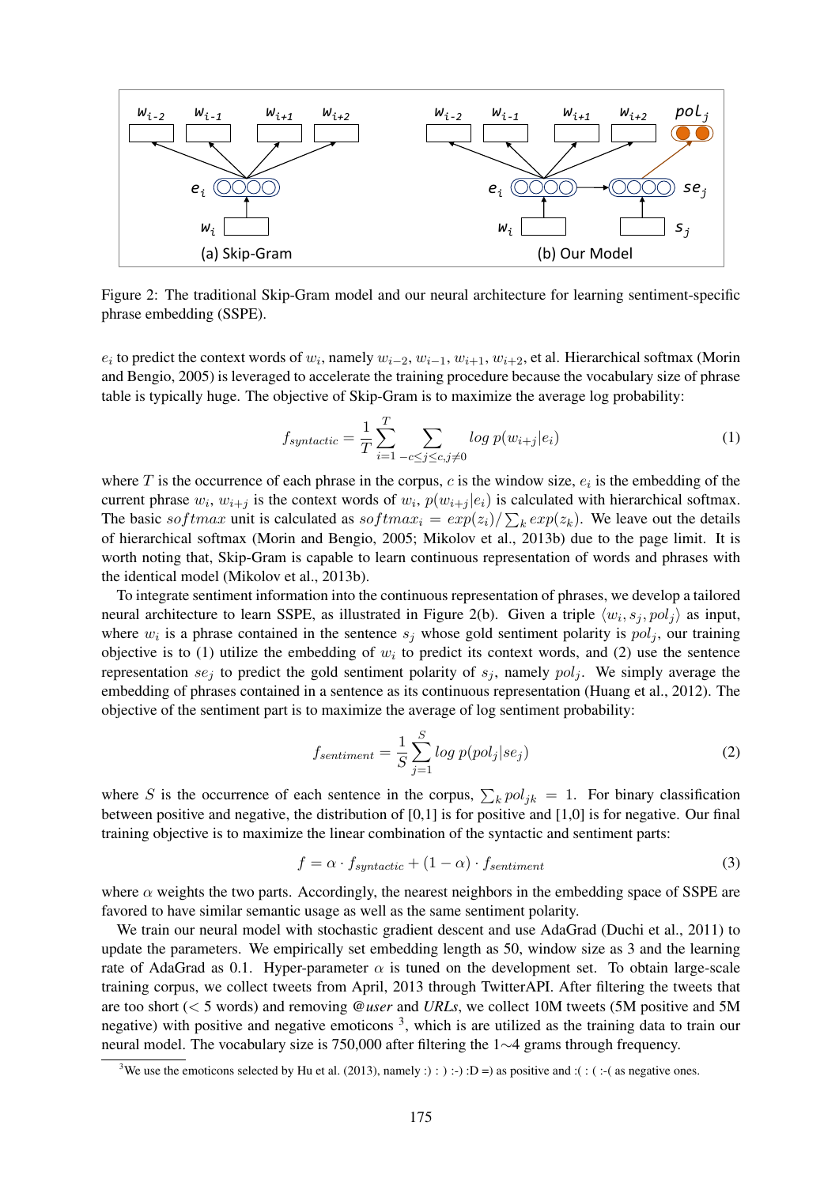Figure 2: The traditional Skip-Gram model and our neural architecture for learning sentiment-specific phrase embedding (SSPE).

$e_i$ to predict the context words of $w_i$, namely $w_{i-2}$, $w_{i-1}$, $w_{i+1}$, $w_{i+2}$, et al. Hierarchical softmax (Morin and Bengio, 2005) is leveraged to accelerate the training procedure because the vocabulary size of phrase table is typically huge. The objective of Skip-Gram is to maximize the average log probability:

$$f_{syntactic} = \frac{1}{T} \sum_{i=1}^{T} \sum_{-c \leq j \leq c, j \neq 0} log\ p(w_{i+j}|e_i) \tag{1}$$

where $T$ is the occurrence of each phrase in the corpus, $c$ is the window size, $e_i$ is the embedding of the current phrase $w_i$, $w_{i+j}$ is the context words of $w_i$, $p(w_{i+j}|e_i)$ is calculated with hierarchical softmax. The basic $softmax$ unit is calculated as $softmax_i = exp(z_i)/\sum_k exp(z_k)$. We leave out the details of hierarchical softmax (Morin and Bengio, 2005; Mikolov et al., 2013b) due to the page limit. It is worth noting that, Skip-Gram is capable to learn continuous representation of words and phrases with the identical model (Mikolov et al., 2013b).

To integrate sentiment information into the continuous representation of phrases, we develop a tailored neural architecture to learn SSPE, as illustrated in Figure 2(b). Given a triple $\langle w_i, s_j, pol_j \rangle$ as input, where $w_i$ is a phrase contained in the sentence $s_j$ whose gold sentiment polarity is $pol_j$, our training objective is to (1) utilize the embedding of $w_i$ to predict its context words, and (2) use the sentence representation $se_j$ to predict the gold sentiment polarity of $s_j$, namely $pol_j$. We simply average the embedding of phrases contained in a sentence as its continuous representation (Huang et al., 2012). The objective of the sentiment part is to maximize the average of log sentiment probability:

$$f_{sentiment} = \frac{1}{S} \sum_{j=1}^{S} log\ p(pol_j|se_j) \tag{2}$$

where $S$ is the occurrence of each sentence in the corpus, $\sum_k pol_{jk} = 1$. For binary classification between positive and negative, the distribution of [0,1] is for positive and [1,0] is for negative. Our final training objective is to maximize the linear combination of the syntactic and sentiment parts:

$$f = \alpha \cdot f_{syntactic} + (1 - \alpha) \cdot f_{sentiment} \tag{3}$$

where $\alpha$ weights the two parts. Accordingly, the nearest neighbors in the embedding space of SSPE are favored to have similar semantic usage as well as the same sentiment polarity.

We train our neural model with stochastic gradient descent and use AdaGrad (Duchi et al., 2011) to update the parameters. We empirically set embedding length as 50, window size as 3 and the learning rate of AdaGrad as 0.1. Hyper-parameter $\alpha$ is tuned on the development set. To obtain large-scale training corpus, we collect tweets from April, 2013 through TwitterAPI. After filtering the tweets that are too short (< 5 words) and removing *@user* and *URLs*, we collect 10M tweets (5M positive and 5M negative) with positive and negative emoticons [3], which is are utilized as the training data to train our neural model. The vocabulary size is 750,000 after filtering the 1∼4 grams through frequency.

[3]We use the emoticons selected by Hu et al. (2013), namely :) : ) :-) :D =) as positive and :( : ( :-( as negative ones.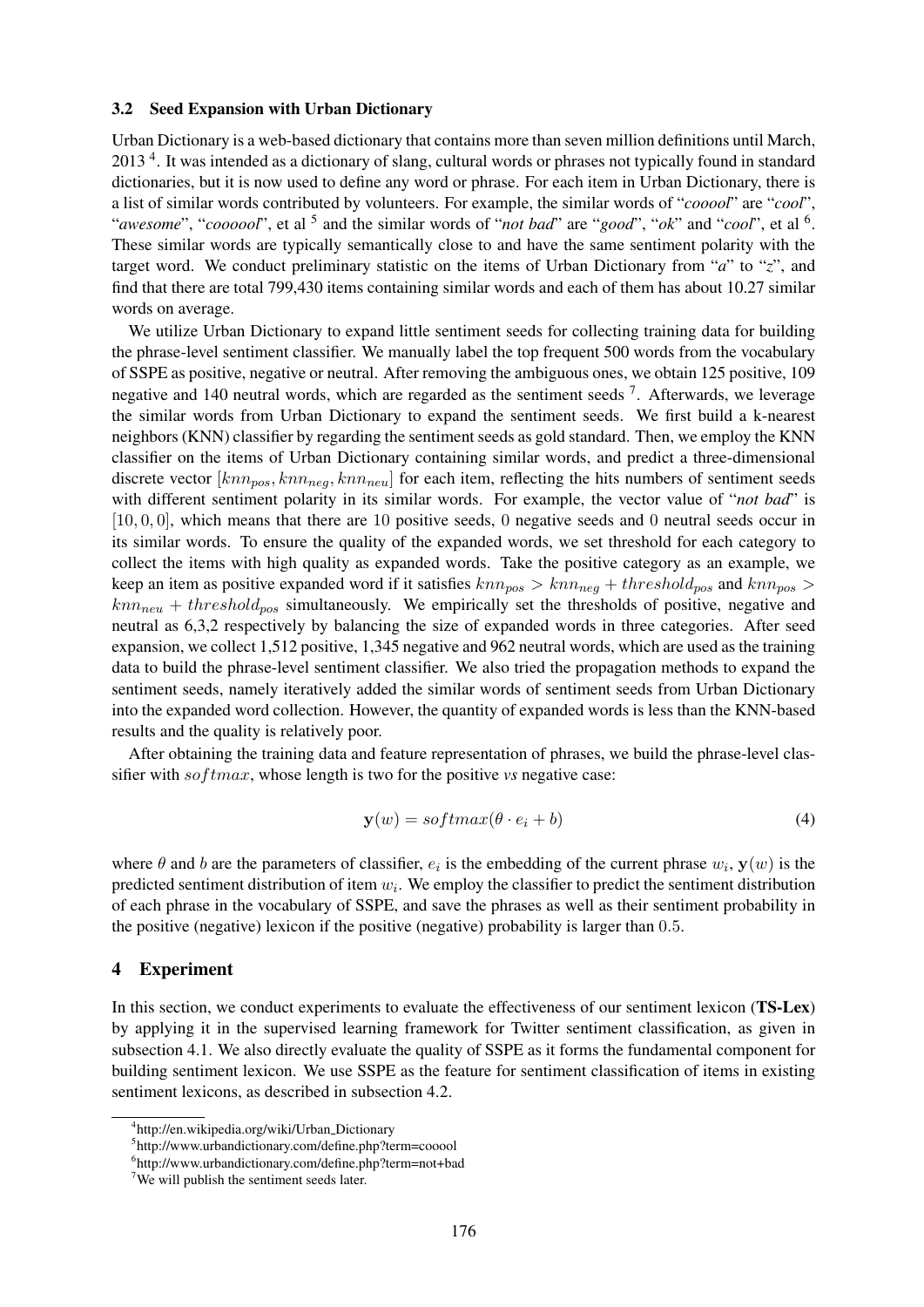### 3.2 Seed Expansion with Urban Dictionary

Urban Dictionary is a web-based dictionary that contains more than seven million definitions until March, 2013 [4]. It was intended as a dictionary of slang, cultural words or phrases not typically found in standard dictionaries, but it is now used to define any word or phrase. For each item in Urban Dictionary, there is a list of similar words contributed by volunteers. For example, the similar words of "*cooool*" are "*cool*", "*awesome*", "*coooool*", et al [5] and the similar words of "*not bad*" are "*good*", "*ok*" and "*cool*", et al [6]. These similar words are typically semantically close to and have the same sentiment polarity with the target word. We conduct preliminary statistic on the items of Urban Dictionary from "*a*" to "*z*", and find that there are total 799,430 items containing similar words and each of them has about 10.27 similar words on average.

We utilize Urban Dictionary to expand little sentiment seeds for collecting training data for building the phrase-level sentiment classifier. We manually label the top frequent 500 words from the vocabulary of SSPE as positive, negative or neutral. After removing the ambiguous ones, we obtain 125 positive, 109 negative and 140 neutral words, which are regarded as the sentiment seeds [7]. Afterwards, we leverage the similar words from Urban Dictionary to expand the sentiment seeds. We first build a k-nearest neighbors (KNN) classifier by regarding the sentiment seeds as gold standard. Then, we employ the KNN classifier on the items of Urban Dictionary containing similar words, and predict a three-dimensional discrete vector $[knn_{pos}, knn_{neg}, knn_{neu}]$ for each item, reflecting the hits numbers of sentiment seeds with different sentiment polarity in its similar words. For example, the vector value of "*not bad*" is $[10, 0, 0]$, which means that there are $10$ positive seeds, $0$ negative seeds and $0$ neutral seeds occur in its similar words. To ensure the quality of the expanded words, we set threshold for each category to collect the items with high quality as expanded words. Take the positive category as an example, we keep an item as positive expanded word if it satisfies $knn_{pos} > knn_{neg} + threshold_{pos}$ and $knn_{pos} > knn_{neu} + threshold_{pos}$ simultaneously. We empirically set the thresholds of positive, negative and neutral as 6,3,2 respectively by balancing the size of expanded words in three categories. After seed expansion, we collect 1,512 positive, 1,345 negative and 962 neutral words, which are used as the training data to build the phrase-level sentiment classifier. We also tried the propagation methods to expand the sentiment seeds, namely iteratively added the similar words of sentiment seeds from Urban Dictionary into the expanded word collection. However, the quantity of expanded words is less than the KNN-based results and the quality is relatively poor.

After obtaining the training data and feature representation of phrases, we build the phrase-level classifier with $softmax$, whose length is two for the positive *vs* negative case:

$$\mathbf{y}(w) = softmax(\theta \cdot e_i + b) \tag{4}$$

where $\theta$ and $b$ are the parameters of classifier, $e_i$ is the embedding of the current phrase $w_i$, $\mathbf{y}(w)$ is the predicted sentiment distribution of item $w_i$. We employ the classifier to predict the sentiment distribution of each phrase in the vocabulary of SSPE, and save the phrases as well as their sentiment probability in the positive (negative) lexicon if the positive (negative) probability is larger than $0.5$.

## 4 Experiment

In this section, we conduct experiments to evaluate the effectiveness of our sentiment lexicon (**TS-Lex**) by applying it in the supervised learning framework for Twitter sentiment classification, as given in subsection 4.1. We also directly evaluate the quality of SSPE as it forms the fundamental component for building sentiment lexicon. We use SSPE as the feature for sentiment classification of items in existing sentiment lexicons, as described in subsection 4.2.

---

[4] http://en.wikipedia.org/wiki/Urban_Dictionary

[5] http://www.urbandictionary.com/define.php?term=cooool

[6] http://www.urbandictionary.com/define.php?term=not+bad

[7] We will publish the sentiment seeds later.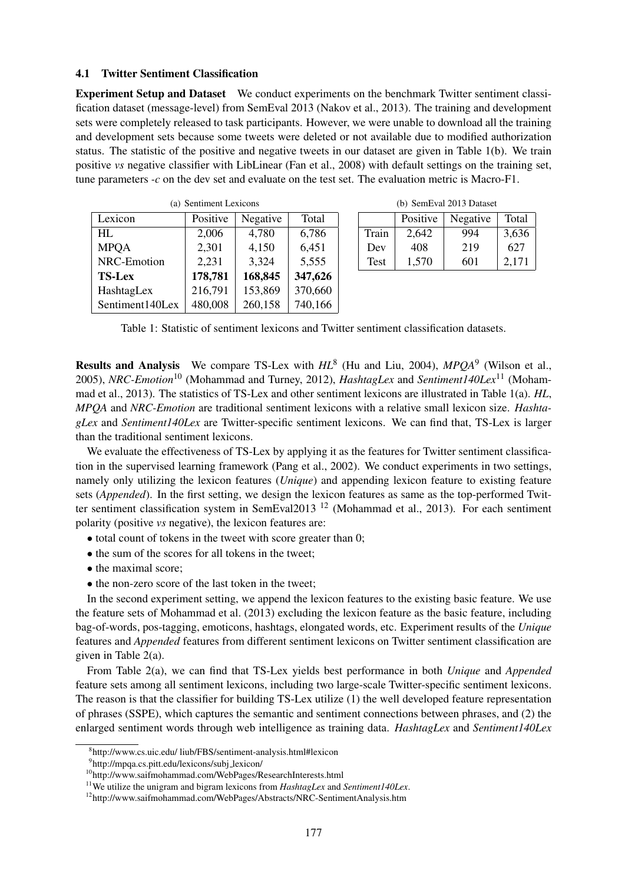### 4.1 Twitter Sentiment Classification

**Experiment Setup and Dataset** We conduct experiments on the benchmark Twitter sentiment classification dataset (message-level) from SemEval 2013 (Nakov et al., 2013). The training and development sets were completely released to task participants. However, we were unable to download all the training and development sets because some tweets were deleted or not available due to modified authorization status. The statistic of the positive and negative tweets in our dataset are given in Table 1(b). We train positive *vs* negative classifier with LibLinear (Fan et al., 2008) with default settings on the training set, tune parameters *-c* on the dev set and evaluate on the test set. The evaluation metric is Macro-F1.

(a) Sentiment Lexicons

| Lexicon | Positive | Negative | Total |
|---|---|---|---|
| HL | 2,006 | 4,780 | 6,786 |
| MPQA | 2,301 | 4,150 | 6,451 |
| NRC-Emotion | 2,231 | 3,324 | 5,555 |
| **TS-Lex** | **178,781** | **168,845** | **347,626** |
| HashtagLex | 216,791 | 153,869 | 370,660 |
| Sentiment140Lex | 480,008 | 260,158 | 740,166 |

(b) SemEval 2013 Dataset

| | Positive | Negative | Total |
|---|---|---|---|
| Train | 2,642 | 994 | 3,636 |
| Dev | 408 | 219 | 627 |
| Test | 1,570 | 601 | 2,171 |

Table 1: Statistic of sentiment lexicons and Twitter sentiment classification datasets.

**Results and Analysis** We compare TS-Lex with *HL*[8] (Hu and Liu, 2004), *MPQA*[9] (Wilson et al., 2005), *NRC-Emotion*[10] (Mohammad and Turney, 2012), *HashtagLex* and *Sentiment140Lex*[11] (Mohammad et al., 2013). The statistics of TS-Lex and other sentiment lexicons are illustrated in Table 1(a). *HL*, *MPQA* and *NRC-Emotion* are traditional sentiment lexicons with a relative small lexicon size. *HashtagLex* and *Sentiment140Lex* are Twitter-specific sentiment lexicons. We can find that, TS-Lex is larger than the traditional sentiment lexicons.

We evaluate the effectiveness of TS-Lex by applying it as the features for Twitter sentiment classification in the supervised learning framework (Pang et al., 2002). We conduct experiments in two settings, namely only utilizing the lexicon features (*Unique*) and appending lexicon feature to existing feature sets (*Appended*). In the first setting, we design the lexicon features as same as the top-performed Twitter sentiment classification system in SemEval2013 [12] (Mohammad et al., 2013). For each sentiment polarity (positive *vs* negative), the lexicon features are:

- total count of tokens in the tweet with score greater than 0;
- the sum of the scores for all tokens in the tweet;
- the maximal score;
- the non-zero score of the last token in the tweet;

In the second experiment setting, we append the lexicon features to the existing basic feature. We use the feature sets of Mohammad et al. (2013) excluding the lexicon feature as the basic feature, including bag-of-words, pos-tagging, emoticons, hashtags, elongated words, etc. Experiment results of the *Unique* features and *Appended* features from different sentiment lexicons on Twitter sentiment classification are given in Table 2(a).

From Table 2(a), we can find that TS-Lex yields best performance in both *Unique* and *Appended* feature sets among all sentiment lexicons, including two large-scale Twitter-specific sentiment lexicons. The reason is that the classifier for building TS-Lex utilize (1) the well developed feature representation of phrases (SSPE), which captures the semantic and sentiment connections between phrases, and (2) the enlarged sentiment words through web intelligence as training data. *HashtagLex* and *Sentiment140Lex*

[8] http://www.cs.uic.edu/ liub/FBS/sentiment-analysis.html#lexicon

[9] http://mpqa.cs.pitt.edu/lexicons/subj_lexicon/

[10] http://www.saifmohammad.com/WebPages/ResearchInterests.html

[11] We utilize the unigram and bigram lexicons from *HashtagLex* and *Sentiment140Lex*.

[12] http://www.saifmohammad.com/WebPages/Abstracts/NRC-SentimentAnalysis.htm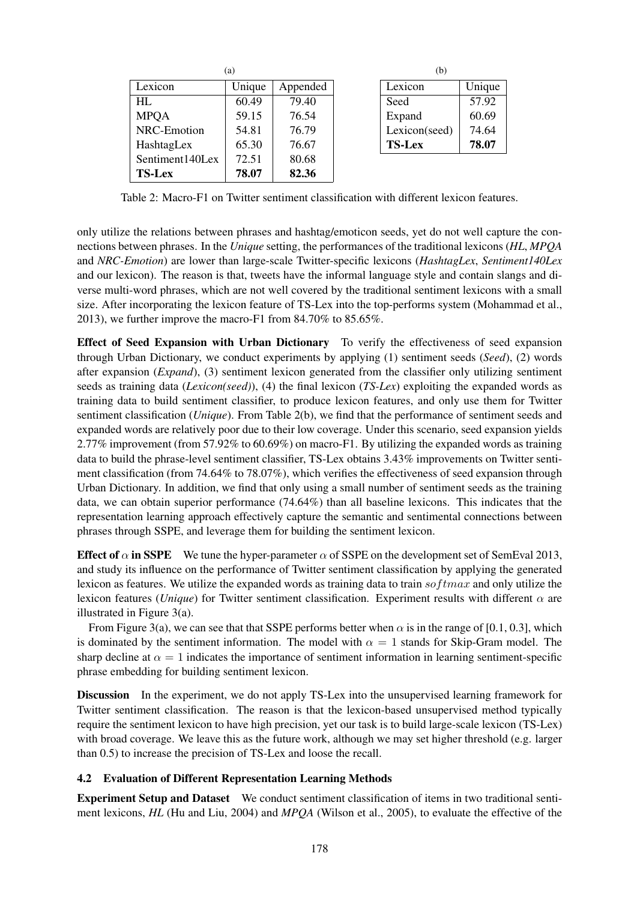(a)

| Lexicon | Unique | Appended |
|---|---|---|
| HL | 60.49 | 79.40 |
| MPQA | 59.15 | 76.54 |
| NRC-Emotion | 54.81 | 76.79 |
| HashtagLex | 65.30 | 76.67 |
| Sentiment140Lex | 72.51 | 80.68 |
| **TS-Lex** | **78.07** | **82.36** |

(b)

| Lexicon | Unique |
|---|---|
| Seed | 57.92 |
| Expand | 60.69 |
| Lexicon(seed) | 74.64 |
| **TS-Lex** | **78.07** |

Table 2: Macro-F1 on Twitter sentiment classification with different lexicon features.

only utilize the relations between phrases and hashtag/emoticon seeds, yet do not well capture the connections between phrases. In the *Unique* setting, the performances of the traditional lexicons (*HL*, *MPQA* and *NRC-Emotion*) are lower than large-scale Twitter-specific lexicons (*HashtagLex*, *Sentiment140Lex* and our lexicon). The reason is that, tweets have the informal language style and contain slangs and diverse multi-word phrases, which are not well covered by the traditional sentiment lexicons with a small size. After incorporating the lexicon feature of TS-Lex into the top-performs system (Mohammad et al., 2013), we further improve the macro-F1 from 84.70% to 85.65%.

**Effect of Seed Expansion with Urban Dictionary** To verify the effectiveness of seed expansion through Urban Dictionary, we conduct experiments by applying (1) sentiment seeds (*Seed*), (2) words after expansion (*Expand*), (3) sentiment lexicon generated from the classifier only utilizing sentiment seeds as training data (*Lexicon(seed)*), (4) the final lexicon (*TS-Lex*) exploiting the expanded words as training data to build sentiment classifier, to produce lexicon features, and only use them for Twitter sentiment classification (*Unique*). From Table 2(b), we find that the performance of sentiment seeds and expanded words are relatively poor due to their low coverage. Under this scenario, seed expansion yields 2.77% improvement (from 57.92% to 60.69%) on macro-F1. By utilizing the expanded words as training data to build the phrase-level sentiment classifier, TS-Lex obtains 3.43% improvements on Twitter sentiment classification (from 74.64% to 78.07%), which verifies the effectiveness of seed expansion through Urban Dictionary. In addition, we find that only using a small number of sentiment seeds as the training data, we can obtain superior performance (74.64%) than all baseline lexicons. This indicates that the representation learning approach effectively capture the semantic and sentimental connections between phrases through SSPE, and leverage them for building the sentiment lexicon.

**Effect of $\alpha$ in SSPE** We tune the hyper-parameter $\alpha$ of SSPE on the development set of SemEval 2013, and study its influence on the performance of Twitter sentiment classification by applying the generated lexicon as features. We utilize the expanded words as training data to train $softmax$ and only utilize the lexicon features (*Unique*) for Twitter sentiment classification. Experiment results with different $\alpha$ are illustrated in Figure 3(a).

From Figure 3(a), we can see that that SSPE performs better when $\alpha$ is in the range of [0.1, 0.3], which is dominated by the sentiment information. The model with $\alpha = 1$ stands for Skip-Gram model. The sharp decline at $\alpha = 1$ indicates the importance of sentiment information in learning sentiment-specific phrase embedding for building sentiment lexicon.

**Discussion** In the experiment, we do not apply TS-Lex into the unsupervised learning framework for Twitter sentiment classification. The reason is that the lexicon-based unsupervised method typically require the sentiment lexicon to have high precision, yet our task is to build large-scale lexicon (TS-Lex) with broad coverage. We leave this as the future work, although we may set higher threshold (e.g. larger than 0.5) to increase the precision of TS-Lex and loose the recall.

### 4.2 Evaluation of Different Representation Learning Methods

**Experiment Setup and Dataset** We conduct sentiment classification of items in two traditional sentiment lexicons, *HL* (Hu and Liu, 2004) and *MPQA* (Wilson et al., 2005), to evaluate the effective of the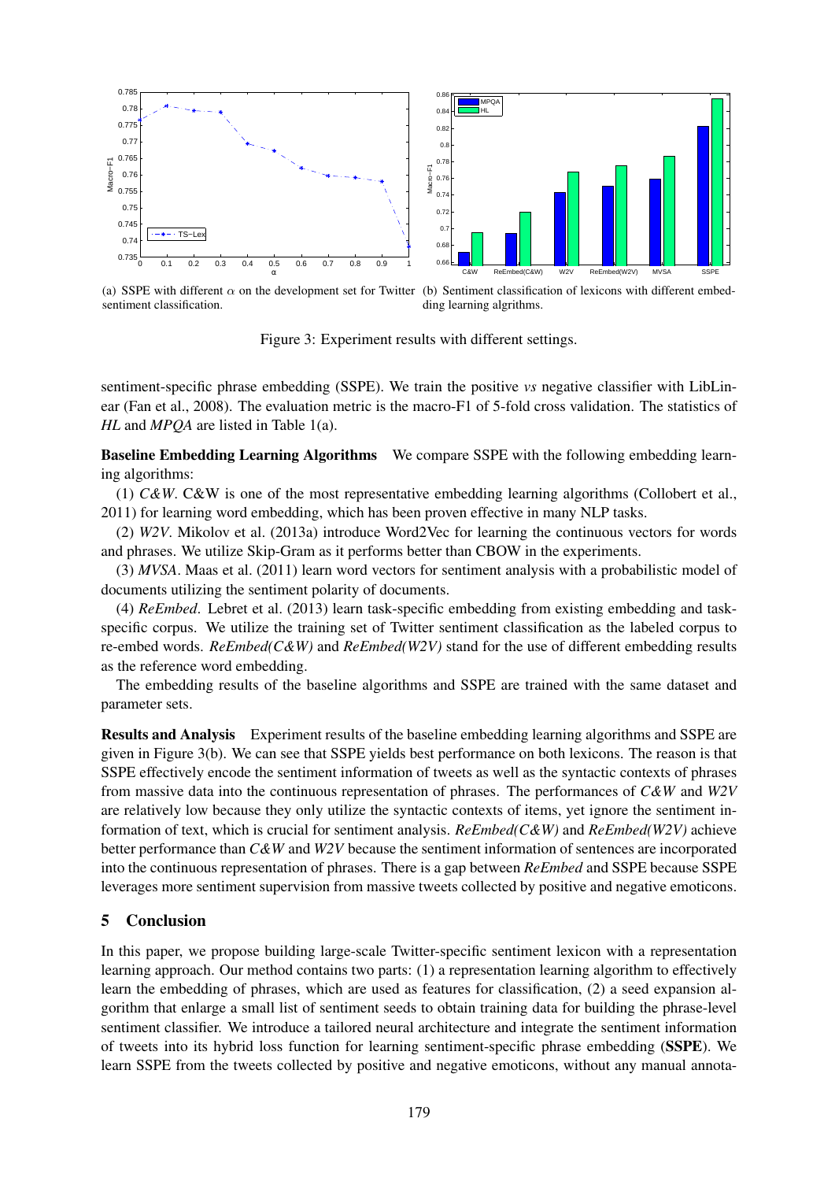(a) SSPE with different $\alpha$ on the development set for Twitter sentiment classification.

(b) Sentiment classification of lexicons with different embedding learning algorithms.

Figure 3: Experiment results with different settings.

sentiment-specific phrase embedding (SSPE). We train the positive *vs* negative classifier with LibLinear (Fan et al., 2008). The evaluation metric is the macro-F1 of 5-fold cross validation. The statistics of *HL* and *MPQA* are listed in Table 1(a).

**Baseline Embedding Learning Algorithms** We compare SSPE with the following embedding learning algorithms:

(1) *C&W*. C&W is one of the most representative embedding learning algorithms (Collobert et al., 2011) for learning word embedding, which has been proven effective in many NLP tasks.

(2) *W2V*. Mikolov et al. (2013a) introduce Word2Vec for learning the continuous vectors for words and phrases. We utilize Skip-Gram as it performs better than CBOW in the experiments.

(3) *MVSA*. Maas et al. (2011) learn word vectors for sentiment analysis with a probabilistic model of documents utilizing the sentiment polarity of documents.

(4) *ReEmbed*. Lebret et al. (2013) learn task-specific embedding from existing embedding and task-specific corpus. We utilize the training set of Twitter sentiment classification as the labeled corpus to re-embed words. *ReEmbed(C&W)* and *ReEmbed(W2V)* stand for the use of different embedding results as the reference word embedding.

The embedding results of the baseline algorithms and SSPE are trained with the same dataset and parameter sets.

**Results and Analysis** Experiment results of the baseline embedding learning algorithms and SSPE are given in Figure 3(b). We can see that SSPE yields best performance on both lexicons. The reason is that SSPE effectively encode the sentiment information of tweets as well as the syntactic contexts of phrases from massive data into the continuous representation of phrases. The performances of *C&W* and *W2V* are relatively low because they only utilize the syntactic contexts of items, yet ignore the sentiment information of text, which is crucial for sentiment analysis. *ReEmbed(C&W)* and *ReEmbed(W2V)* achieve better performance than *C&W* and *W2V* because the sentiment information of sentences are incorporated into the continuous representation of phrases. There is a gap between *ReEmbed* and SSPE because SSPE leverages more sentiment supervision from massive tweets collected by positive and negative emoticons.

## 5 Conclusion

In this paper, we propose building large-scale Twitter-specific sentiment lexicon with a representation learning approach. Our method contains two parts: (1) a representation learning algorithm to effectively learn the embedding of phrases, which are used as features for classification, (2) a seed expansion algorithm that enlarge a small list of sentiment seeds to obtain training data for building the phrase-level sentiment classifier. We introduce a tailored neural architecture and integrate the sentiment information of tweets into its hybrid loss function for learning sentiment-specific phrase embedding (**SSPE**). We learn SSPE from the tweets collected by positive and negative emoticons, without any manual annota-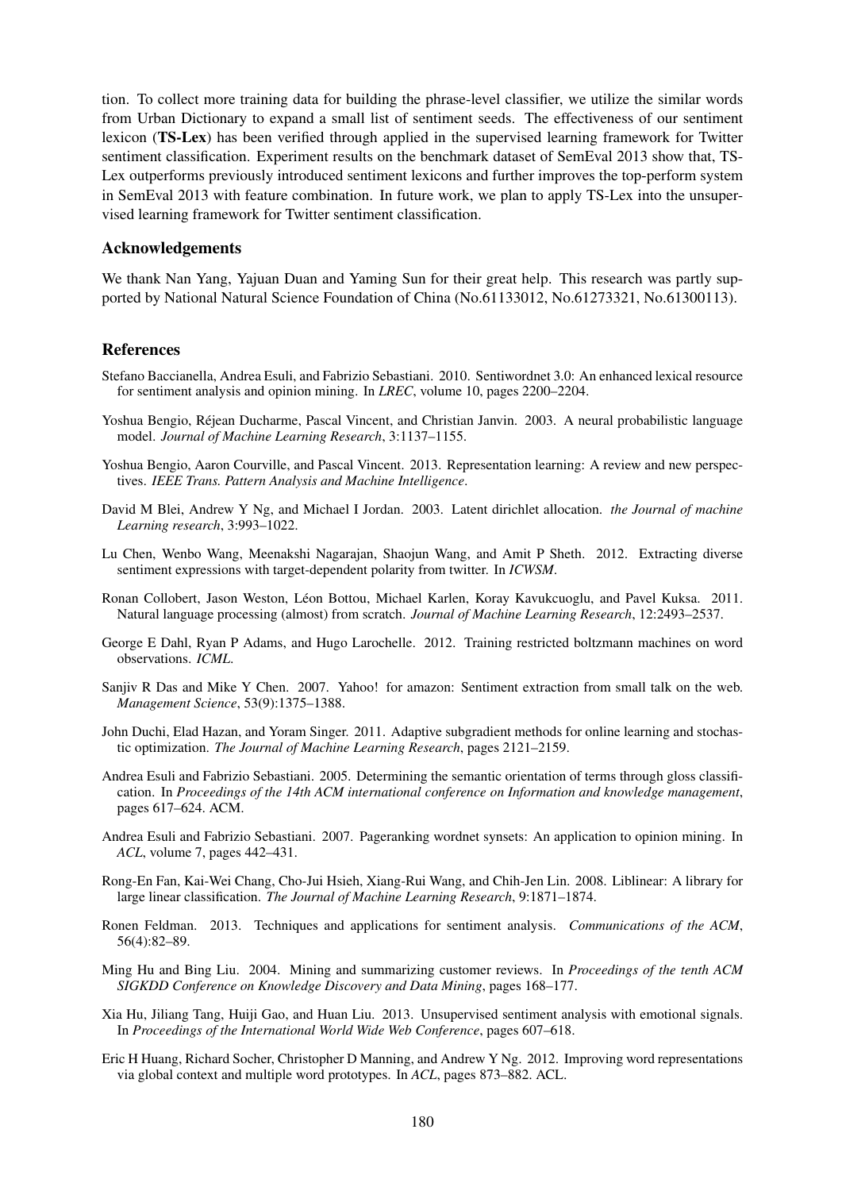tion. To collect more training data for building the phrase-level classifier, we utilize the similar words from Urban Dictionary to expand a small list of sentiment seeds. The effectiveness of our sentiment lexicon (**TS-Lex**) has been verified through applied in the supervised learning framework for Twitter sentiment classification. Experiment results on the benchmark dataset of SemEval 2013 show that, TS-Lex outperforms previously introduced sentiment lexicons and further improves the top-perform system in SemEval 2013 with feature combination. In future work, we plan to apply TS-Lex into the unsupervised learning framework for Twitter sentiment classification.

## Acknowledgements

We thank Nan Yang, Yajuan Duan and Yaming Sun for their great help. This research was partly supported by National Natural Science Foundation of China (No.61133012, No.61273321, No.61300113).

## References

Stefano Baccianella, Andrea Esuli, and Fabrizio Sebastiani. 2010. Sentiwordnet 3.0: An enhanced lexical resource for sentiment analysis and opinion mining. In *LREC*, volume 10, pages 2200–2204.

Yoshua Bengio, Réjean Ducharme, Pascal Vincent, and Christian Janvin. 2003. A neural probabilistic language model. *Journal of Machine Learning Research*, 3:1137–1155.

Yoshua Bengio, Aaron Courville, and Pascal Vincent. 2013. Representation learning: A review and new perspectives. *IEEE Trans. Pattern Analysis and Machine Intelligence*.

David M Blei, Andrew Y Ng, and Michael I Jordan. 2003. Latent dirichlet allocation. *the Journal of machine Learning research*, 3:993–1022.

Lu Chen, Wenbo Wang, Meenakshi Nagarajan, Shaojun Wang, and Amit P Sheth. 2012. Extracting diverse sentiment expressions with target-dependent polarity from twitter. In *ICWSM*.

Ronan Collobert, Jason Weston, Léon Bottou, Michael Karlen, Koray Kavukcuoglu, and Pavel Kuksa. 2011. Natural language processing (almost) from scratch. *Journal of Machine Learning Research*, 12:2493–2537.

George E Dahl, Ryan P Adams, and Hugo Larochelle. 2012. Training restricted boltzmann machines on word observations. *ICML*.

Sanjiv R Das and Mike Y Chen. 2007. Yahoo! for amazon: Sentiment extraction from small talk on the web. *Management Science*, 53(9):1375–1388.

John Duchi, Elad Hazan, and Yoram Singer. 2011. Adaptive subgradient methods for online learning and stochastic optimization. *The Journal of Machine Learning Research*, pages 2121–2159.

Andrea Esuli and Fabrizio Sebastiani. 2005. Determining the semantic orientation of terms through gloss classification. In *Proceedings of the 14th ACM international conference on Information and knowledge management*, pages 617–624. ACM.

Andrea Esuli and Fabrizio Sebastiani. 2007. Pageranking wordnet synsets: An application to opinion mining. In *ACL*, volume 7, pages 442–431.

Rong-En Fan, Kai-Wei Chang, Cho-Jui Hsieh, Xiang-Rui Wang, and Chih-Jen Lin. 2008. Liblinear: A library for large linear classification. *The Journal of Machine Learning Research*, 9:1871–1874.

Ronen Feldman. 2013. Techniques and applications for sentiment analysis. *Communications of the ACM*, 56(4):82–89.

Ming Hu and Bing Liu. 2004. Mining and summarizing customer reviews. In *Proceedings of the tenth ACM SIGKDD Conference on Knowledge Discovery and Data Mining*, pages 168–177.

Xia Hu, Jiliang Tang, Huiji Gao, and Huan Liu. 2013. Unsupervised sentiment analysis with emotional signals. In *Proceedings of the International World Wide Web Conference*, pages 607–618.

Eric H Huang, Richard Socher, Christopher D Manning, and Andrew Y Ng. 2012. Improving word representations via global context and multiple word prototypes. In *ACL*, pages 873–882. ACL.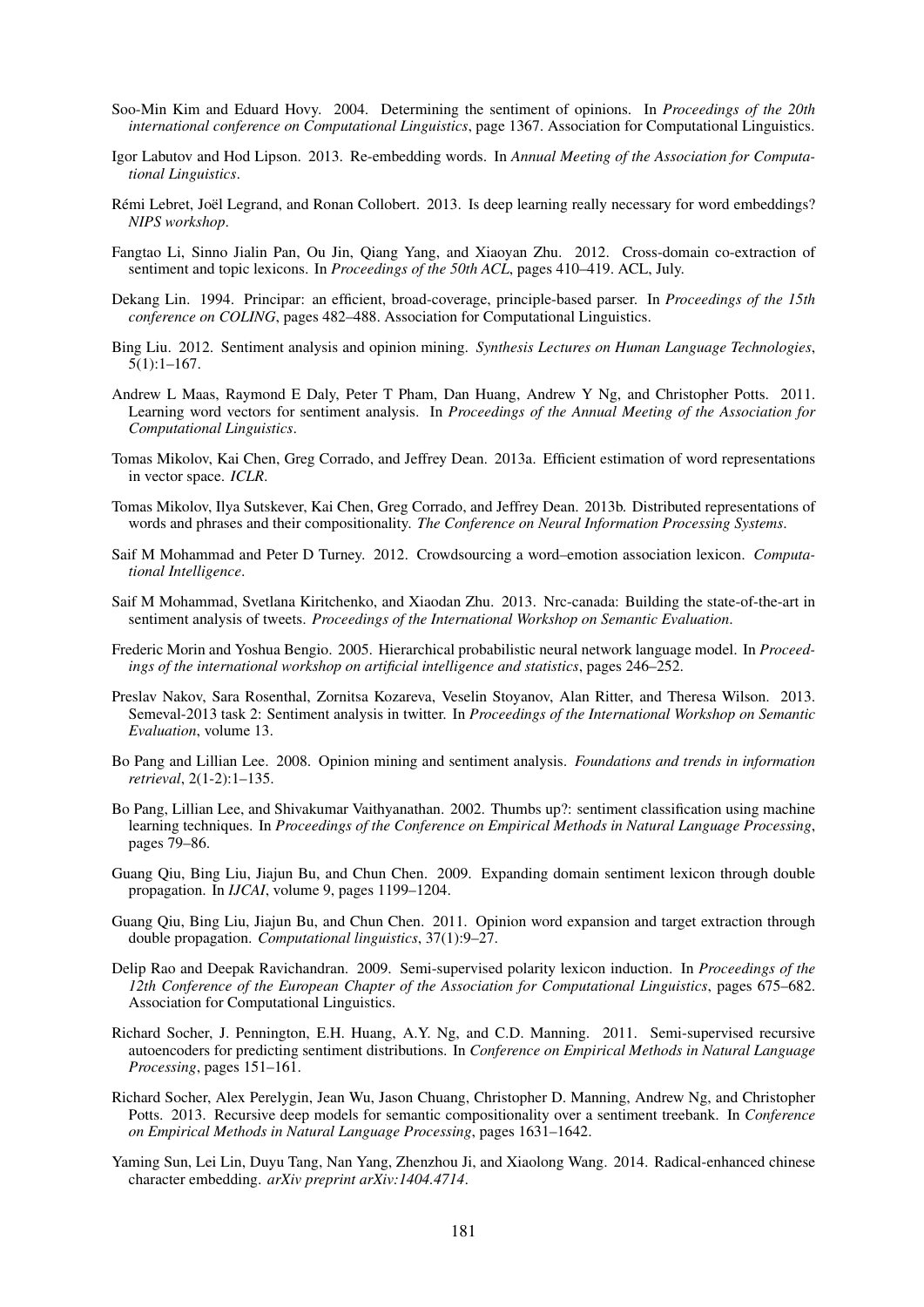Soo-Min Kim and Eduard Hovy. 2004. Determining the sentiment of opinions. In *Proceedings of the 20th international conference on Computational Linguistics*, page 1367. Association for Computational Linguistics.

Igor Labutov and Hod Lipson. 2013. Re-embedding words. In *Annual Meeting of the Association for Computational Linguistics*.

Rémi Lebret, Joël Legrand, and Ronan Collobert. 2013. Is deep learning really necessary for word embeddings? *NIPS workshop*.

Fangtao Li, Sinno Jialin Pan, Ou Jin, Qiang Yang, and Xiaoyan Zhu. 2012. Cross-domain co-extraction of sentiment and topic lexicons. In *Proceedings of the 50th ACL*, pages 410–419. ACL, July.

Dekang Lin. 1994. Principar: an efficient, broad-coverage, principle-based parser. In *Proceedings of the 15th conference on COLING*, pages 482–488. Association for Computational Linguistics.

Bing Liu. 2012. Sentiment analysis and opinion mining. *Synthesis Lectures on Human Language Technologies*, 5(1):1–167.

Andrew L Maas, Raymond E Daly, Peter T Pham, Dan Huang, Andrew Y Ng, and Christopher Potts. 2011. Learning word vectors for sentiment analysis. In *Proceedings of the Annual Meeting of the Association for Computational Linguistics*.

Tomas Mikolov, Kai Chen, Greg Corrado, and Jeffrey Dean. 2013a. Efficient estimation of word representations in vector space. *ICLR*.

Tomas Mikolov, Ilya Sutskever, Kai Chen, Greg Corrado, and Jeffrey Dean. 2013b. Distributed representations of words and phrases and their compositionality. *The Conference on Neural Information Processing Systems*.

Saif M Mohammad and Peter D Turney. 2012. Crowdsourcing a word–emotion association lexicon. *Computational Intelligence*.

Saif M Mohammad, Svetlana Kiritchenko, and Xiaodan Zhu. 2013. Nrc-canada: Building the state-of-the-art in sentiment analysis of tweets. *Proceedings of the International Workshop on Semantic Evaluation*.

Frederic Morin and Yoshua Bengio. 2005. Hierarchical probabilistic neural network language model. In *Proceedings of the international workshop on artificial intelligence and statistics*, pages 246–252.

Preslav Nakov, Sara Rosenthal, Zornitsa Kozareva, Veselin Stoyanov, Alan Ritter, and Theresa Wilson. 2013. Semeval-2013 task 2: Sentiment analysis in twitter. In *Proceedings of the International Workshop on Semantic Evaluation*, volume 13.

Bo Pang and Lillian Lee. 2008. Opinion mining and sentiment analysis. *Foundations and trends in information retrieval*, 2(1-2):1–135.

Bo Pang, Lillian Lee, and Shivakumar Vaithyanathan. 2002. Thumbs up?: sentiment classification using machine learning techniques. In *Proceedings of the Conference on Empirical Methods in Natural Language Processing*, pages 79–86.

Guang Qiu, Bing Liu, Jiajun Bu, and Chun Chen. 2009. Expanding domain sentiment lexicon through double propagation. In *IJCAI*, volume 9, pages 1199–1204.

Guang Qiu, Bing Liu, Jiajun Bu, and Chun Chen. 2011. Opinion word expansion and target extraction through double propagation. *Computational linguistics*, 37(1):9–27.

Delip Rao and Deepak Ravichandran. 2009. Semi-supervised polarity lexicon induction. In *Proceedings of the 12th Conference of the European Chapter of the Association for Computational Linguistics*, pages 675–682. Association for Computational Linguistics.

Richard Socher, J. Pennington, E.H. Huang, A.Y. Ng, and C.D. Manning. 2011. Semi-supervised recursive autoencoders for predicting sentiment distributions. In *Conference on Empirical Methods in Natural Language Processing*, pages 151–161.

Richard Socher, Alex Perelygin, Jean Wu, Jason Chuang, Christopher D. Manning, Andrew Ng, and Christopher Potts. 2013. Recursive deep models for semantic compositionality over a sentiment treebank. In *Conference on Empirical Methods in Natural Language Processing*, pages 1631–1642.

Yaming Sun, Lei Lin, Duyu Tang, Nan Yang, Zhenzhou Ji, and Xiaolong Wang. 2014. Radical-enhanced chinese character embedding. *arXiv preprint arXiv:1404.4714*.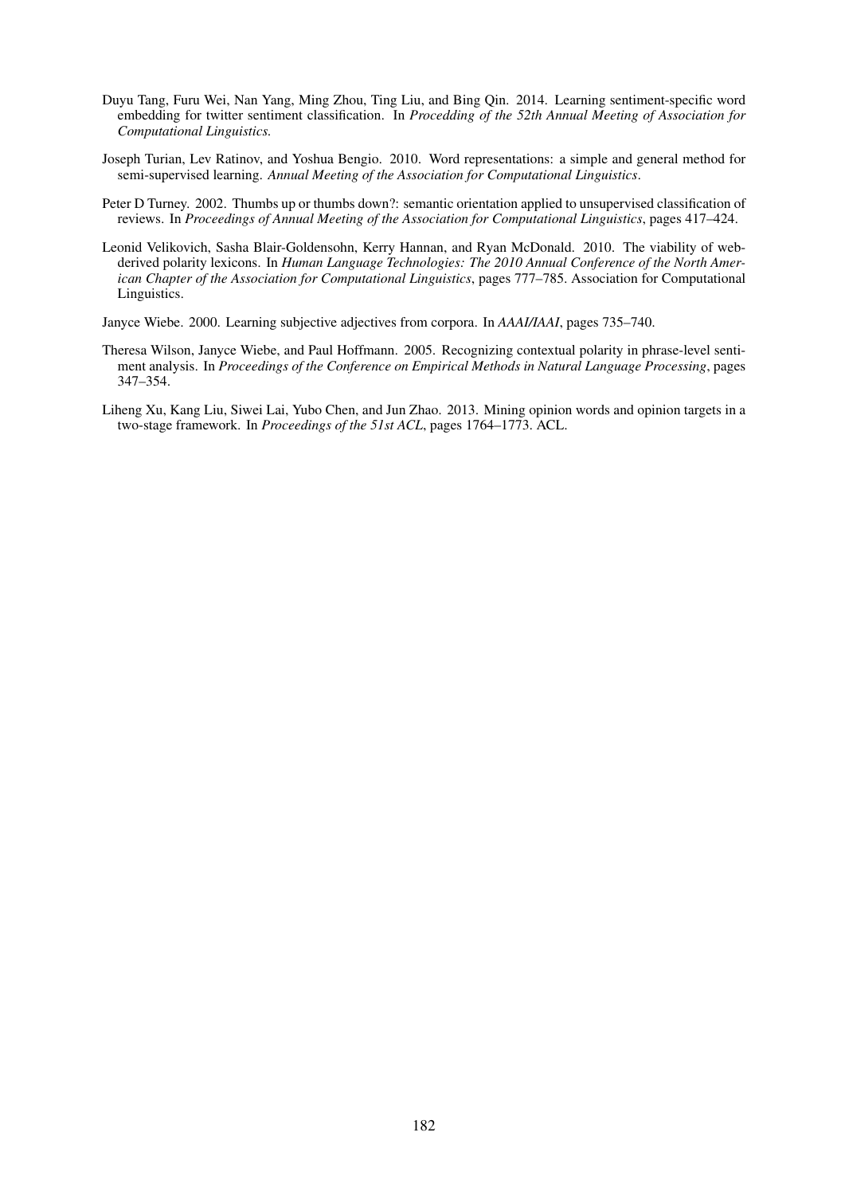Duyu Tang, Furu Wei, Nan Yang, Ming Zhou, Ting Liu, and Bing Qin. 2014. Learning sentiment-specific word embedding for twitter sentiment classification. In *Procedding of the 52th Annual Meeting of Association for Computational Linguistics.*

Joseph Turian, Lev Ratinov, and Yoshua Bengio. 2010. Word representations: a simple and general method for semi-supervised learning. *Annual Meeting of the Association for Computational Linguistics*.

Peter D Turney. 2002. Thumbs up or thumbs down?: semantic orientation applied to unsupervised classification of reviews. In *Proceedings of Annual Meeting of the Association for Computational Linguistics*, pages 417–424.

Leonid Velikovich, Sasha Blair-Goldensohn, Kerry Hannan, and Ryan McDonald. 2010. The viability of web-derived polarity lexicons. In *Human Language Technologies: The 2010 Annual Conference of the North American Chapter of the Association for Computational Linguistics*, pages 777–785. Association for Computational Linguistics.

Janyce Wiebe. 2000. Learning subjective adjectives from corpora. In *AAAI/IAAI*, pages 735–740.

Theresa Wilson, Janyce Wiebe, and Paul Hoffmann. 2005. Recognizing contextual polarity in phrase-level sentiment analysis. In *Proceedings of the Conference on Empirical Methods in Natural Language Processing*, pages 347–354.

Liheng Xu, Kang Liu, Siwei Lai, Yubo Chen, and Jun Zhao. 2013. Mining opinion words and opinion targets in a two-stage framework. In *Proceedings of the 51st ACL*, pages 1764–1773. ACL.